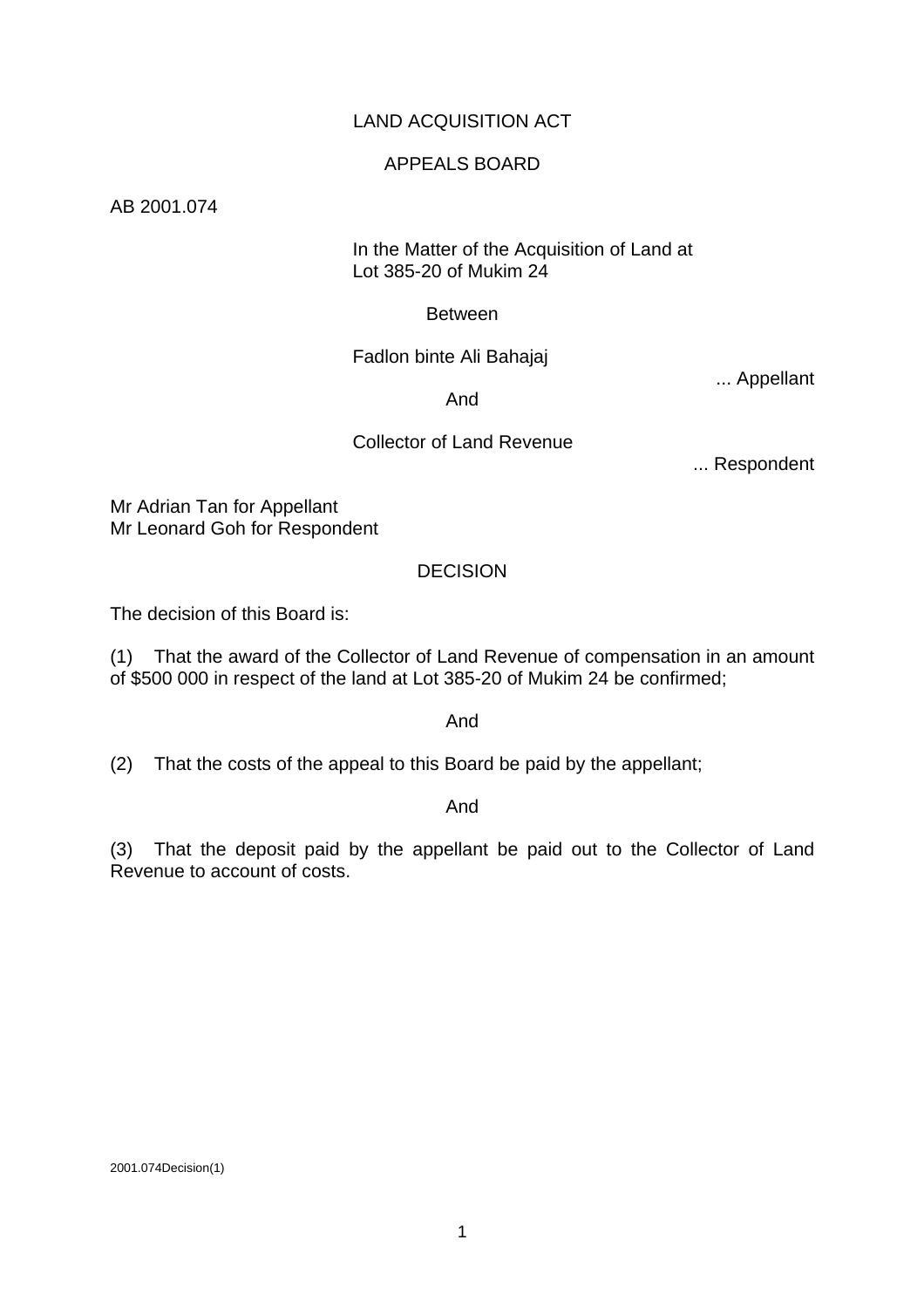LAND ACQUISITION ACT

APPEALS BOARD

AB 2001.074

In the Matter of the Acquisition of Land at Lot 385-20 of Mukim 24

Between

Fadlon binte Ali Bahajaj

... Appellant

And

Collector of Land Revenue

... Respondent

Mr Adrian Tan for Appellant
Mr Leonard Goh for Respondent

## DECISION

The decision of this Board is:

(1) That the award of the Collector of Land Revenue of compensation in an amount of $500 000 in respect of the land at Lot 385-20 of Mukim 24 be confirmed;

And

(2) That the costs of the appeal to this Board be paid by the appellant;

And

(3) That the deposit paid by the appellant be paid out to the Collector of Land Revenue to account of costs.

2001.074Decision(1)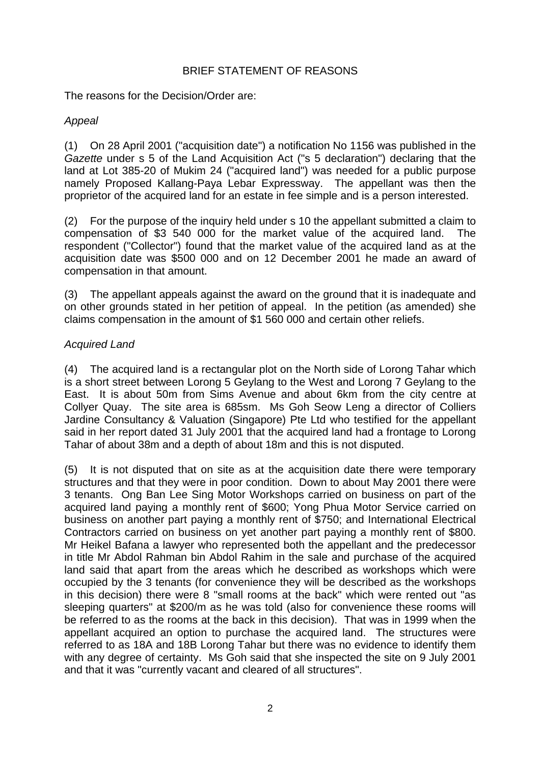## BRIEF STATEMENT OF REASONS

The reasons for the Decision/Order are:

*Appeal*

(1) On 28 April 2001 ("acquisition date") a notification No 1156 was published in the *Gazette* under s 5 of the Land Acquisition Act ("s 5 declaration") declaring that the land at Lot 385-20 of Mukim 24 ("acquired land") was needed for a public purpose namely Proposed Kallang-Paya Lebar Expressway. The appellant was then the proprietor of the acquired land for an estate in fee simple and is a person interested.

(2) For the purpose of the inquiry held under s 10 the appellant submitted a claim to compensation of $3 540 000 for the market value of the acquired land. The respondent ("Collector") found that the market value of the acquired land as at the acquisition date was $500 000 and on 12 December 2001 he made an award of compensation in that amount.

(3) The appellant appeals against the award on the ground that it is inadequate and on other grounds stated in her petition of appeal. In the petition (as amended) she claims compensation in the amount of $1 560 000 and certain other reliefs.

*Acquired Land*

(4) The acquired land is a rectangular plot on the North side of Lorong Tahar which is a short street between Lorong 5 Geylang to the West and Lorong 7 Geylang to the East. It is about 50m from Sims Avenue and about 6km from the city centre at Collyer Quay. The site area is 685sm. Ms Goh Seow Leng a director of Colliers Jardine Consultancy & Valuation (Singapore) Pte Ltd who testified for the appellant said in her report dated 31 July 2001 that the acquired land had a frontage to Lorong Tahar of about 38m and a depth of about 18m and this is not disputed.

(5) It is not disputed that on site as at the acquisition date there were temporary structures and that they were in poor condition. Down to about May 2001 there were 3 tenants. Ong Ban Lee Sing Motor Workshops carried on business on part of the acquired land paying a monthly rent of $600; Yong Phua Motor Service carried on business on another part paying a monthly rent of $750; and International Electrical Contractors carried on business on yet another part paying a monthly rent of $800. Mr Heikel Bafana a lawyer who represented both the appellant and the predecessor in title Mr Abdol Rahman bin Abdol Rahim in the sale and purchase of the acquired land said that apart from the areas which he described as workshops which were occupied by the 3 tenants (for convenience they will be described as the workshops in this decision) there were 8 "small rooms at the back" which were rented out "as sleeping quarters" at $200/m as he was told (also for convenience these rooms will be referred to as the rooms at the back in this decision). That was in 1999 when the appellant acquired an option to purchase the acquired land. The structures were referred to as 18A and 18B Lorong Tahar but there was no evidence to identify them with any degree of certainty. Ms Goh said that she inspected the site on 9 July 2001 and that it was "currently vacant and cleared of all structures".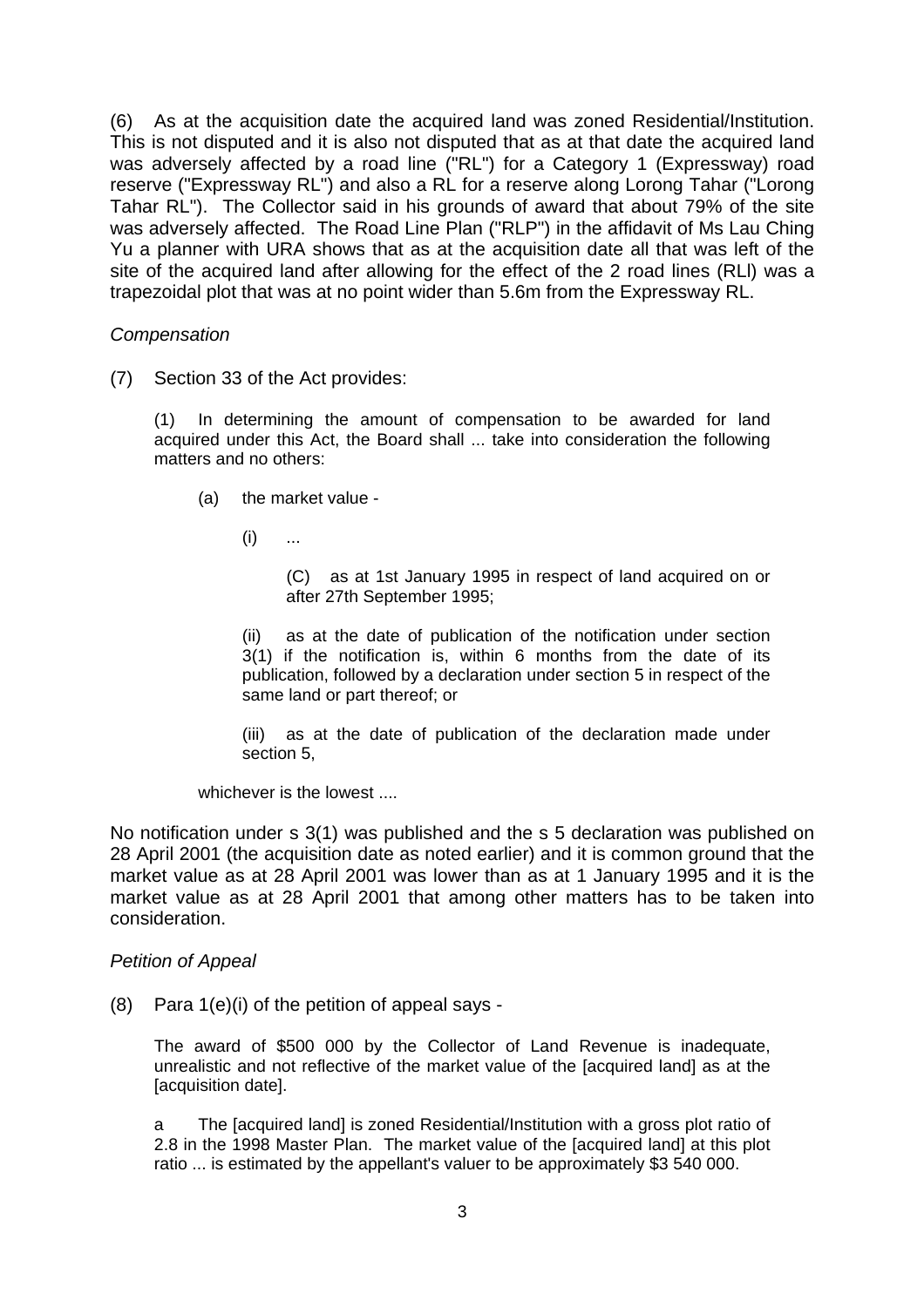(6) As at the acquisition date the acquired land was zoned Residential/Institution. This is not disputed and it is also not disputed that as at that date the acquired land was adversely affected by a road line ("RL") for a Category 1 (Expressway) road reserve ("Expressway RL") and also a RL for a reserve along Lorong Tahar ("Lorong Tahar RL"). The Collector said in his grounds of award that about 79% of the site was adversely affected. The Road Line Plan ("RLP") in the affidavit of Ms Lau Ching Yu a planner with URA shows that as at the acquisition date all that was left of the site of the acquired land after allowing for the effect of the 2 road lines (RLl) was a trapezoidal plot that was at no point wider than 5.6m from the Expressway RL.

*Compensation*

(7) Section 33 of the Act provides:

> (1) In determining the amount of compensation to be awarded for land acquired under this Act, the Board shall ... take into consideration the following matters and no others:
>
> (a) the market value -
>
> (i) ...
>
> (C) as at 1st January 1995 in respect of land acquired on or after 27th September 1995;
>
> (ii) as at the date of publication of the notification under section 3(1) if the notification is, within 6 months from the date of its publication, followed by a declaration under section 5 in respect of the same land or part thereof; or
>
> (iii) as at the date of publication of the declaration made under section 5,
>
> whichever is the lowest ....

No notification under s 3(1) was published and the s 5 declaration was published on 28 April 2001 (the acquisition date as noted earlier) and it is common ground that the market value as at 28 April 2001 was lower than as at 1 January 1995 and it is the market value as at 28 April 2001 that among other matters has to be taken into consideration.

*Petition of Appeal*

(8) Para 1(e)(i) of the petition of appeal says -

> The award of $500 000 by the Collector of Land Revenue is inadequate, unrealistic and not reflective of the market value of the [acquired land] as at the [acquisition date].
>
> a The [acquired land] is zoned Residential/Institution with a gross plot ratio of 2.8 in the 1998 Master Plan. The market value of the [acquired land] at this plot ratio ... is estimated by the appellant's valuer to be approximately $3 540 000.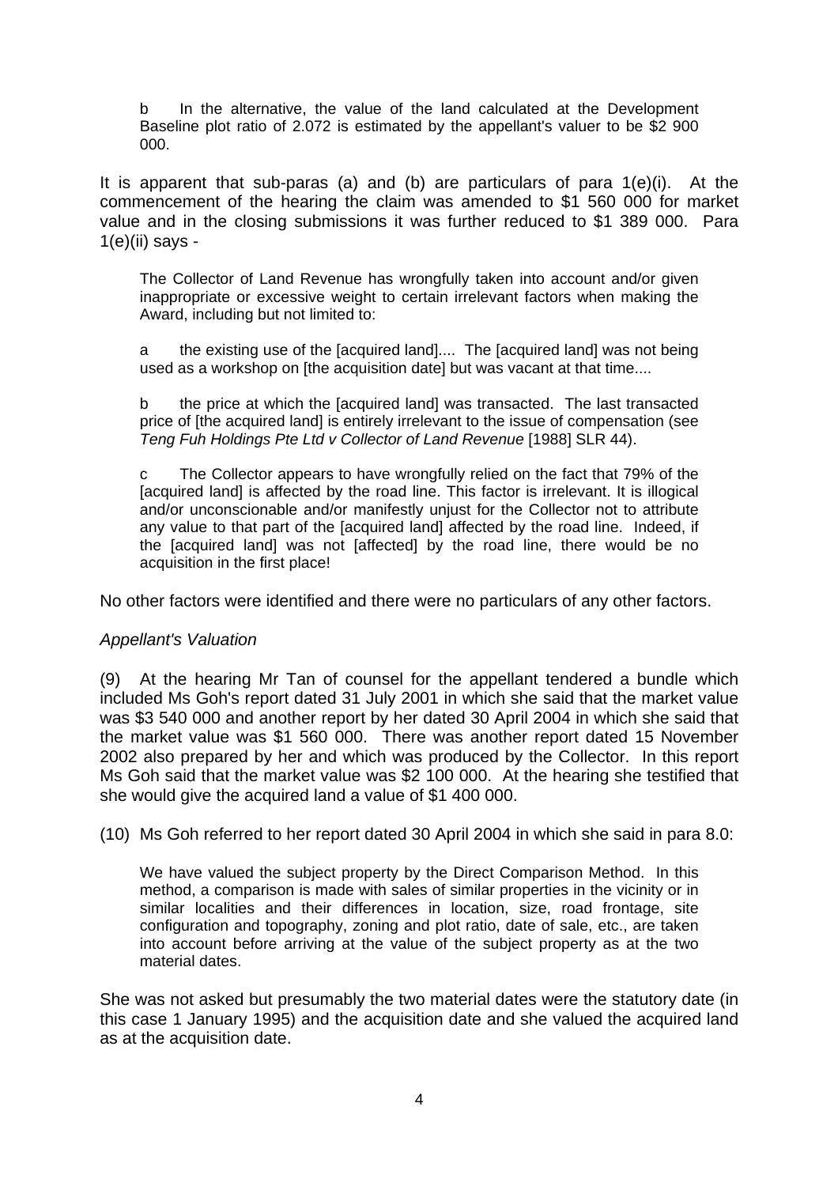> b In the alternative, the value of the land calculated at the Development Baseline plot ratio of 2.072 is estimated by the appellant's valuer to be $2 900 000.

It is apparent that sub-paras (a) and (b) are particulars of para 1(e)(i). At the commencement of the hearing the claim was amended to $1 560 000 for market value and in the closing submissions it was further reduced to $1 389 000. Para 1(e)(ii) says -

> The Collector of Land Revenue has wrongfully taken into account and/or given inappropriate or excessive weight to certain irrelevant factors when making the Award, including but not limited to:
>
> a the existing use of the [acquired land].... The [acquired land] was not being used as a workshop on [the acquisition date] but was vacant at that time....
>
> b the price at which the [acquired land] was transacted. The last transacted price of [the acquired land] is entirely irrelevant to the issue of compensation (see *Teng Fuh Holdings Pte Ltd v Collector of Land Revenue* [1988] SLR 44).
>
> c The Collector appears to have wrongfully relied on the fact that 79% of the [acquired land] is affected by the road line. This factor is irrelevant. It is illogical and/or unconscionable and/or manifestly unjust for the Collector not to attribute any value to that part of the [acquired land] affected by the road line. Indeed, if the [acquired land] was not [affected] by the road line, there would be no acquisition in the first place!

No other factors were identified and there were no particulars of any other factors.

*Appellant's Valuation*

(9) At the hearing Mr Tan of counsel for the appellant tendered a bundle which included Ms Goh's report dated 31 July 2001 in which she said that the market value was $3 540 000 and another report by her dated 30 April 2004 in which she said that the market value was $1 560 000. There was another report dated 15 November 2002 also prepared by her and which was produced by the Collector. In this report Ms Goh said that the market value was $2 100 000. At the hearing she testified that she would give the acquired land a value of $1 400 000.

(10) Ms Goh referred to her report dated 30 April 2004 in which she said in para 8.0:

> We have valued the subject property by the Direct Comparison Method. In this method, a comparison is made with sales of similar properties in the vicinity or in similar localities and their differences in location, size, road frontage, site configuration and topography, zoning and plot ratio, date of sale, etc., are taken into account before arriving at the value of the subject property as at the two material dates.

She was not asked but presumably the two material dates were the statutory date (in this case 1 January 1995) and the acquisition date and she valued the acquired land as at the acquisition date.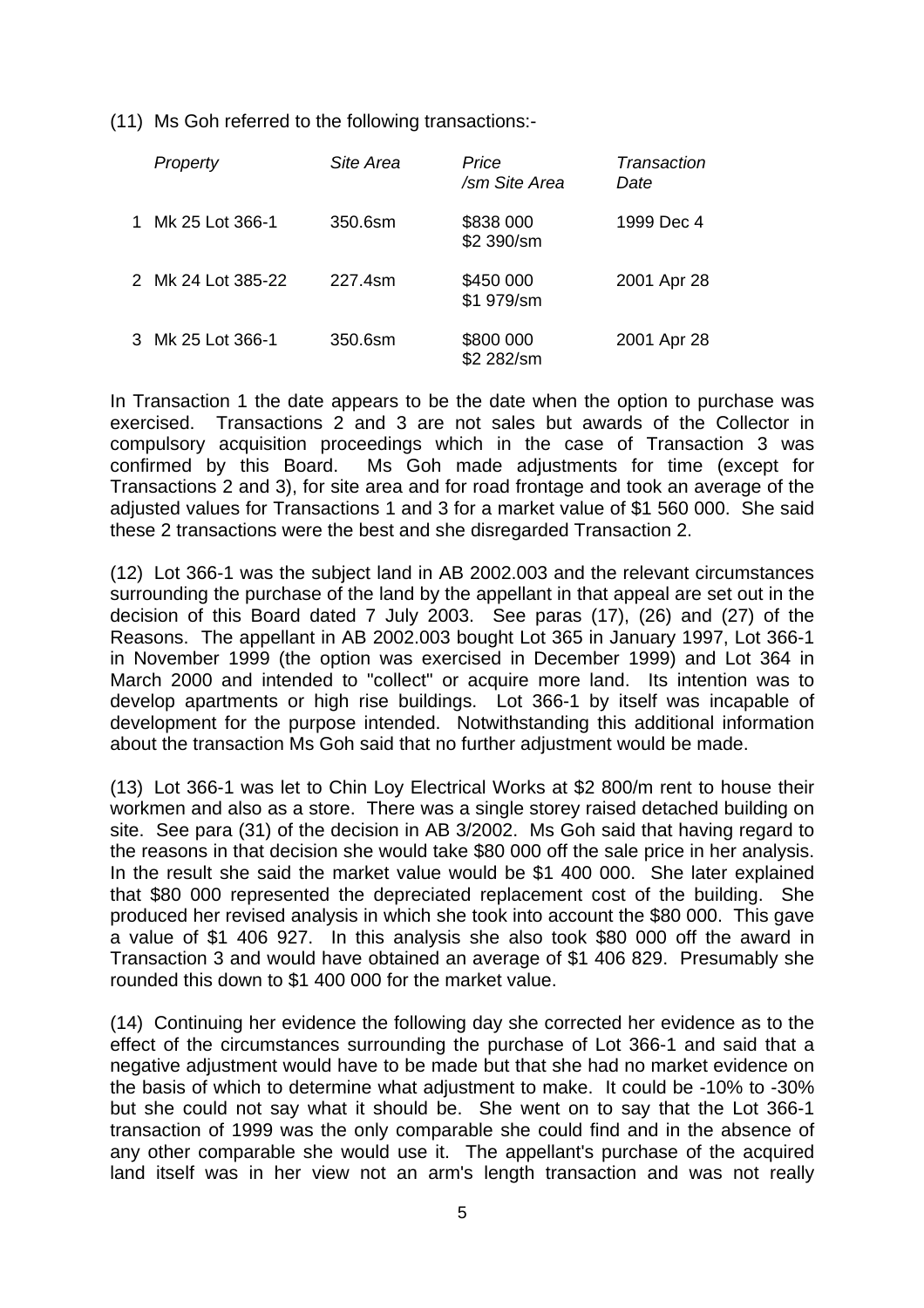(11) Ms Goh referred to the following transactions:-

| | *Property* | *Site Area* | *Price /sm Site Area* | *Transaction Date* |
|---|---|---|---|---|
| 1 | Mk 25 Lot 366-1 | 350.6sm | $838 000 $2 390/sm | 1999 Dec 4 |
| 2 | Mk 24 Lot 385-22 | 227.4sm | $450 000 $1 979/sm | 2001 Apr 28 |
| 3 | Mk 25 Lot 366-1 | 350.6sm | $800 000 $2 282/sm | 2001 Apr 28 |

In Transaction 1 the date appears to be the date when the option to purchase was exercised. Transactions 2 and 3 are not sales but awards of the Collector in compulsory acquisition proceedings which in the case of Transaction 3 was confirmed by this Board. Ms Goh made adjustments for time (except for Transactions 2 and 3), for site area and for road frontage and took an average of the adjusted values for Transactions 1 and 3 for a market value of $1 560 000. She said these 2 transactions were the best and she disregarded Transaction 2.

(12) Lot 366-1 was the subject land in AB 2002.003 and the relevant circumstances surrounding the purchase of the land by the appellant in that appeal are set out in the decision of this Board dated 7 July 2003. See paras (17), (26) and (27) of the Reasons. The appellant in AB 2002.003 bought Lot 365 in January 1997, Lot 366-1 in November 1999 (the option was exercised in December 1999) and Lot 364 in March 2000 and intended to "collect" or acquire more land. Its intention was to develop apartments or high rise buildings. Lot 366-1 by itself was incapable of development for the purpose intended. Notwithstanding this additional information about the transaction Ms Goh said that no further adjustment would be made.

(13) Lot 366-1 was let to Chin Loy Electrical Works at $2 800/m rent to house their workmen and also as a store. There was a single storey raised detached building on site. See para (31) of the decision in AB 3/2002. Ms Goh said that having regard to the reasons in that decision she would take $80 000 off the sale price in her analysis. In the result she said the market value would be $1 400 000. She later explained that $80 000 represented the depreciated replacement cost of the building. She produced her revised analysis in which she took into account the $80 000. This gave a value of $1 406 927. In this analysis she also took $80 000 off the award in Transaction 3 and would have obtained an average of $1 406 829. Presumably she rounded this down to $1 400 000 for the market value.

(14) Continuing her evidence the following day she corrected her evidence as to the effect of the circumstances surrounding the purchase of Lot 366-1 and said that a negative adjustment would have to be made but that she had no market evidence on the basis of which to determine what adjustment to make. It could be -10% to -30% but she could not say what it should be. She went on to say that the Lot 366-1 transaction of 1999 was the only comparable she could find and in the absence of any other comparable she would use it. The appellant's purchase of the acquired land itself was in her view not an arm's length transaction and was not really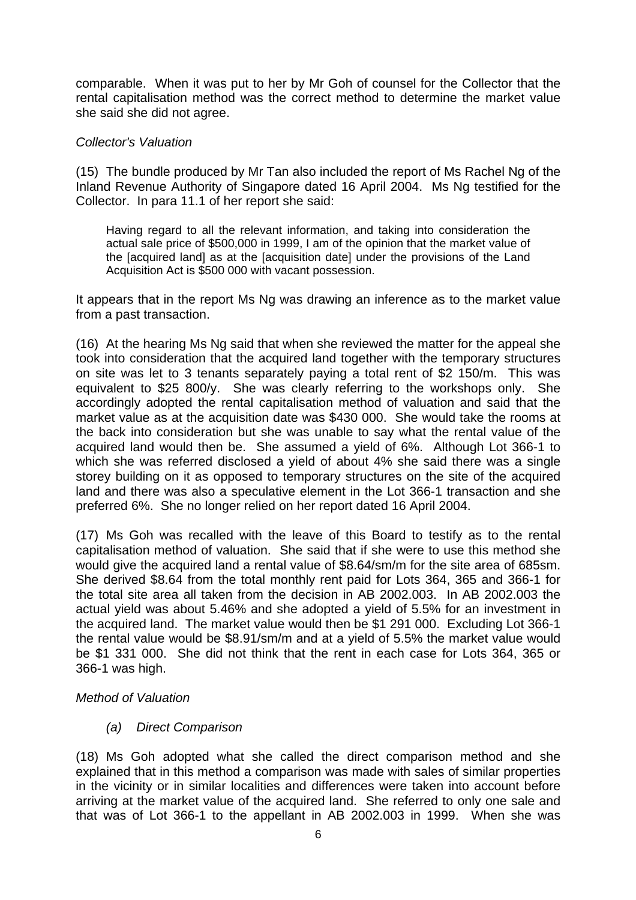comparable. When it was put to her by Mr Goh of counsel for the Collector that the rental capitalisation method was the correct method to determine the market value she said she did not agree.

*Collector's Valuation*

(15) The bundle produced by Mr Tan also included the report of Ms Rachel Ng of the Inland Revenue Authority of Singapore dated 16 April 2004. Ms Ng testified for the Collector. In para 11.1 of her report she said:

> Having regard to all the relevant information, and taking into consideration the actual sale price of $500,000 in 1999, I am of the opinion that the market value of the [acquired land] as at the [acquisition date] under the provisions of the Land Acquisition Act is $500 000 with vacant possession.

It appears that in the report Ms Ng was drawing an inference as to the market value from a past transaction.

(16) At the hearing Ms Ng said that when she reviewed the matter for the appeal she took into consideration that the acquired land together with the temporary structures on site was let to 3 tenants separately paying a total rent of $2 150/m. This was equivalent to $25 800/y. She was clearly referring to the workshops only. She accordingly adopted the rental capitalisation method of valuation and said that the market value as at the acquisition date was $430 000. She would take the rooms at the back into consideration but she was unable to say what the rental value of the acquired land would then be. She assumed a yield of 6%. Although Lot 366-1 to which she was referred disclosed a yield of about 4% she said there was a single storey building on it as opposed to temporary structures on the site of the acquired land and there was also a speculative element in the Lot 366-1 transaction and she preferred 6%. She no longer relied on her report dated 16 April 2004.

(17) Ms Goh was recalled with the leave of this Board to testify as to the rental capitalisation method of valuation. She said that if she were to use this method she would give the acquired land a rental value of $8.64/sm/m for the site area of 685sm. She derived $8.64 from the total monthly rent paid for Lots 364, 365 and 366-1 for the total site area all taken from the decision in AB 2002.003. In AB 2002.003 the actual yield was about 5.46% and she adopted a yield of 5.5% for an investment in the acquired land. The market value would then be $1 291 000. Excluding Lot 366-1 the rental value would be $8.91/sm/m and at a yield of 5.5% the market value would be $1 331 000. She did not think that the rent in each case for Lots 364, 365 or 366-1 was high.

*Method of Valuation*

*(a) Direct Comparison*

(18) Ms Goh adopted what she called the direct comparison method and she explained that in this method a comparison was made with sales of similar properties in the vicinity or in similar localities and differences were taken into account before arriving at the market value of the acquired land. She referred to only one sale and that was of Lot 366-1 to the appellant in AB 2002.003 in 1999. When she was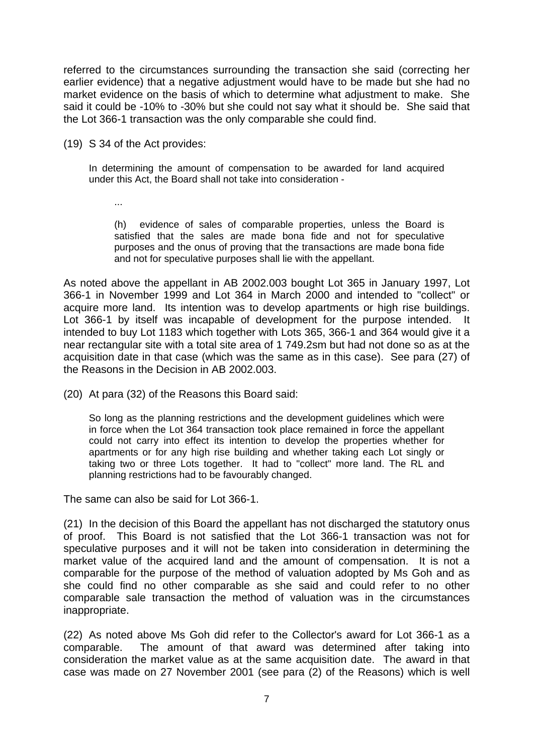referred to the circumstances surrounding the transaction she said (correcting her earlier evidence) that a negative adjustment would have to be made but she had no market evidence on the basis of which to determine what adjustment to make. She said it could be -10% to -30% but she could not say what it should be. She said that the Lot 366-1 transaction was the only comparable she could find.

(19) S 34 of the Act provides:

> In determining the amount of compensation to be awarded for land acquired under this Act, the Board shall not take into consideration -
>
> ...
>
> (h) evidence of sales of comparable properties, unless the Board is satisfied that the sales are made bona fide and not for speculative purposes and the onus of proving that the transactions are made bona fide and not for speculative purposes shall lie with the appellant.

As noted above the appellant in AB 2002.003 bought Lot 365 in January 1997, Lot 366-1 in November 1999 and Lot 364 in March 2000 and intended to "collect" or acquire more land. Its intention was to develop apartments or high rise buildings. Lot 366-1 by itself was incapable of development for the purpose intended. It intended to buy Lot 1183 which together with Lots 365, 366-1 and 364 would give it a near rectangular site with a total site area of 1 749.2sm but had not done so as at the acquisition date in that case (which was the same as in this case). See para (27) of the Reasons in the Decision in AB 2002.003.

(20) At para (32) of the Reasons this Board said:

> So long as the planning restrictions and the development guidelines which were in force when the Lot 364 transaction took place remained in force the appellant could not carry into effect its intention to develop the properties whether for apartments or for any high rise building and whether taking each Lot singly or taking two or three Lots together. It had to "collect" more land. The RL and planning restrictions had to be favourably changed.

The same can also be said for Lot 366-1.

(21) In the decision of this Board the appellant has not discharged the statutory onus of proof. This Board is not satisfied that the Lot 366-1 transaction was not for speculative purposes and it will not be taken into consideration in determining the market value of the acquired land and the amount of compensation. It is not a comparable for the purpose of the method of valuation adopted by Ms Goh and as she could find no other comparable as she said and could refer to no other comparable sale transaction the method of valuation was in the circumstances inappropriate.

(22) As noted above Ms Goh did refer to the Collector's award for Lot 366-1 as a comparable. The amount of that award was determined after taking into consideration the market value as at the same acquisition date. The award in that case was made on 27 November 2001 (see para (2) of the Reasons) which is well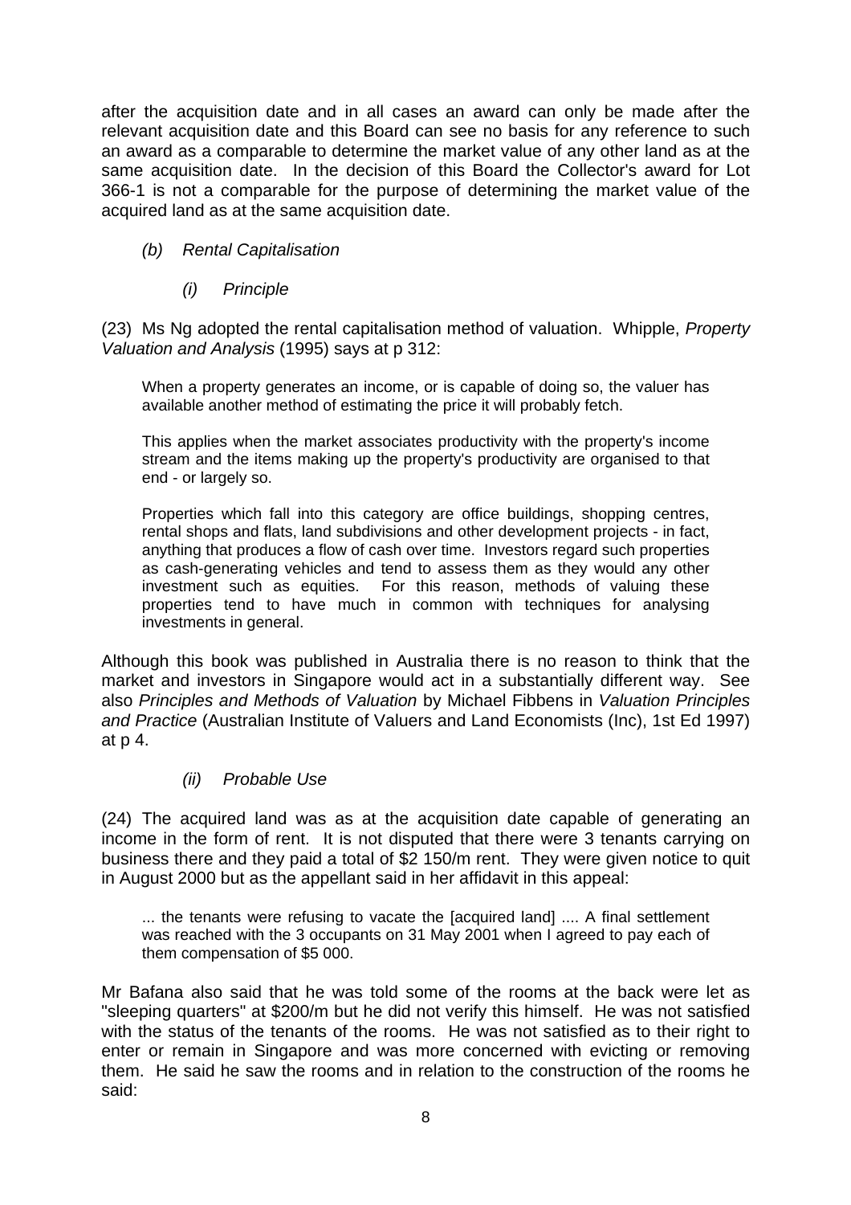after the acquisition date and in all cases an award can only be made after the relevant acquisition date and this Board can see no basis for any reference to such an award as a comparable to determine the market value of any other land as at the same acquisition date. In the decision of this Board the Collector's award for Lot 366-1 is not a comparable for the purpose of determining the market value of the acquired land as at the same acquisition date.

*(b) Rental Capitalisation*

*(i) Principle*

(23) Ms Ng adopted the rental capitalisation method of valuation. Whipple, *Property Valuation and Analysis* (1995) says at p 312:

> When a property generates an income, or is capable of doing so, the valuer has available another method of estimating the price it will probably fetch.
>
> This applies when the market associates productivity with the property's income stream and the items making up the property's productivity are organised to that end - or largely so.
>
> Properties which fall into this category are office buildings, shopping centres, rental shops and flats, land subdivisions and other development projects - in fact, anything that produces a flow of cash over time. Investors regard such properties as cash-generating vehicles and tend to assess them as they would any other investment such as equities. For this reason, methods of valuing these properties tend to have much in common with techniques for analysing investments in general.

Although this book was published in Australia there is no reason to think that the market and investors in Singapore would act in a substantially different way. See also *Principles and Methods of Valuation* by Michael Fibbens in *Valuation Principles and Practice* (Australian Institute of Valuers and Land Economists (Inc), 1st Ed 1997) at p 4.

*(ii) Probable Use*

(24) The acquired land was as at the acquisition date capable of generating an income in the form of rent. It is not disputed that there were 3 tenants carrying on business there and they paid a total of $2 150/m rent. They were given notice to quit in August 2000 but as the appellant said in her affidavit in this appeal:

> ... the tenants were refusing to vacate the [acquired land] .... A final settlement was reached with the 3 occupants on 31 May 2001 when I agreed to pay each of them compensation of $5 000.

Mr Bafana also said that he was told some of the rooms at the back were let as "sleeping quarters" at $200/m but he did not verify this himself. He was not satisfied with the status of the tenants of the rooms. He was not satisfied as to their right to enter or remain in Singapore and was more concerned with evicting or removing them. He said he saw the rooms and in relation to the construction of the rooms he said: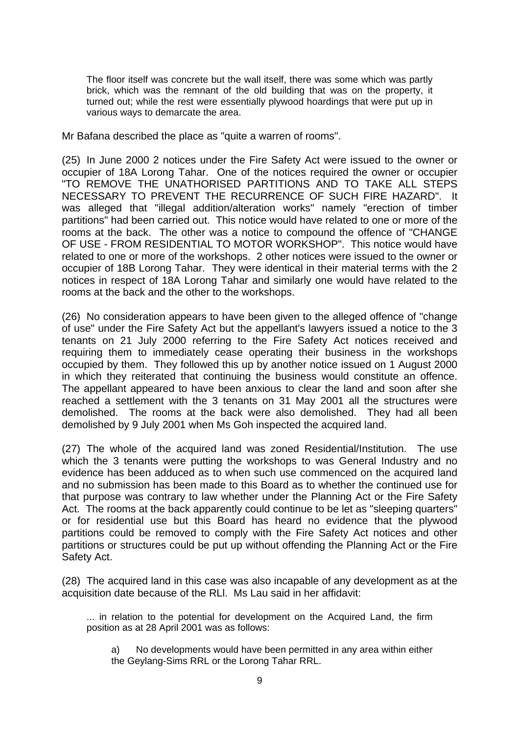> The floor itself was concrete but the wall itself, there was some which was partly brick, which was the remnant of the old building that was on the property, it turned out; while the rest were essentially plywood hoardings that were put up in various ways to demarcate the area.

Mr Bafana described the place as "quite a warren of rooms".

(25) In June 2000 2 notices under the Fire Safety Act were issued to the owner or occupier of 18A Lorong Tahar. One of the notices required the owner or occupier "TO REMOVE THE UNATHORISED PARTITIONS AND TO TAKE ALL STEPS NECESSARY TO PREVENT THE RECURRENCE OF SUCH FIRE HAZARD". It was alleged that "illegal addition/alteration works" namely "erection of timber partitions" had been carried out. This notice would have related to one or more of the rooms at the back. The other was a notice to compound the offence of "CHANGE OF USE - FROM RESIDENTIAL TO MOTOR WORKSHOP". This notice would have related to one or more of the workshops. 2 other notices were issued to the owner or occupier of 18B Lorong Tahar. They were identical in their material terms with the 2 notices in respect of 18A Lorong Tahar and similarly one would have related to the rooms at the back and the other to the workshops.

(26) No consideration appears to have been given to the alleged offence of "change of use" under the Fire Safety Act but the appellant's lawyers issued a notice to the 3 tenants on 21 July 2000 referring to the Fire Safety Act notices received and requiring them to immediately cease operating their business in the workshops occupied by them. They followed this up by another notice issued on 1 August 2000 in which they reiterated that continuing the business would constitute an offence. The appellant appeared to have been anxious to clear the land and soon after she reached a settlement with the 3 tenants on 31 May 2001 all the structures were demolished. The rooms at the back were also demolished. They had all been demolished by 9 July 2001 when Ms Goh inspected the acquired land.

(27) The whole of the acquired land was zoned Residential/Institution. The use which the 3 tenants were putting the workshops to was General Industry and no evidence has been adduced as to when such use commenced on the acquired land and no submission has been made to this Board as to whether the continued use for that purpose was contrary to law whether under the Planning Act or the Fire Safety Act. The rooms at the back apparently could continue to be let as "sleeping quarters" or for residential use but this Board has heard no evidence that the plywood partitions could be removed to comply with the Fire Safety Act notices and other partitions or structures could be put up without offending the Planning Act or the Fire Safety Act.

(28) The acquired land in this case was also incapable of any development as at the acquisition date because of the RLl. Ms Lau said in her affidavit:

> ... in relation to the potential for development on the Acquired Land, the firm position as at 28 April 2001 was as follows:
>
> a) No developments would have been permitted in any area within either the Geylang-Sims RRL or the Lorong Tahar RRL.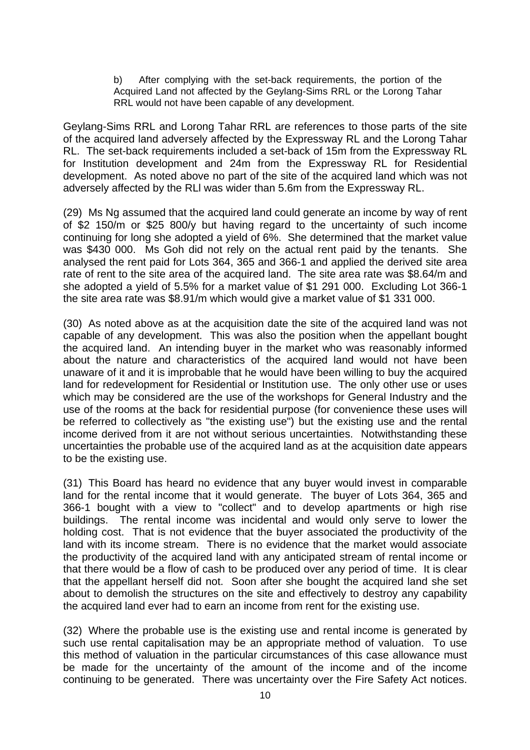> b) After complying with the set-back requirements, the portion of the Acquired Land not affected by the Geylang-Sims RRL or the Lorong Tahar RRL would not have been capable of any development.

Geylang-Sims RRL and Lorong Tahar RRL are references to those parts of the site of the acquired land adversely affected by the Expressway RL and the Lorong Tahar RL. The set-back requirements included a set-back of 15m from the Expressway RL for Institution development and 24m from the Expressway RL for Residential development. As noted above no part of the site of the acquired land which was not adversely affected by the RLl was wider than 5.6m from the Expressway RL.

(29) Ms Ng assumed that the acquired land could generate an income by way of rent of $2 150/m or $25 800/y but having regard to the uncertainty of such income continuing for long she adopted a yield of 6%. She determined that the market value was $430 000. Ms Goh did not rely on the actual rent paid by the tenants. She analysed the rent paid for Lots 364, 365 and 366-1 and applied the derived site area rate of rent to the site area of the acquired land. The site area rate was $8.64/m and she adopted a yield of 5.5% for a market value of $1 291 000. Excluding Lot 366-1 the site area rate was $8.91/m which would give a market value of $1 331 000.

(30) As noted above as at the acquisition date the site of the acquired land was not capable of any development. This was also the position when the appellant bought the acquired land. An intending buyer in the market who was reasonably informed about the nature and characteristics of the acquired land would not have been unaware of it and it is improbable that he would have been willing to buy the acquired land for redevelopment for Residential or Institution use. The only other use or uses which may be considered are the use of the workshops for General Industry and the use of the rooms at the back for residential purpose (for convenience these uses will be referred to collectively as "the existing use") but the existing use and the rental income derived from it are not without serious uncertainties. Notwithstanding these uncertainties the probable use of the acquired land as at the acquisition date appears to be the existing use.

(31) This Board has heard no evidence that any buyer would invest in comparable land for the rental income that it would generate. The buyer of Lots 364, 365 and 366-1 bought with a view to "collect" and to develop apartments or high rise buildings. The rental income was incidental and would only serve to lower the holding cost. That is not evidence that the buyer associated the productivity of the land with its income stream. There is no evidence that the market would associate the productivity of the acquired land with any anticipated stream of rental income or that there would be a flow of cash to be produced over any period of time. It is clear that the appellant herself did not. Soon after she bought the acquired land she set about to demolish the structures on the site and effectively to destroy any capability the acquired land ever had to earn an income from rent for the existing use.

(32) Where the probable use is the existing use and rental income is generated by such use rental capitalisation may be an appropriate method of valuation. To use this method of valuation in the particular circumstances of this case allowance must be made for the uncertainty of the amount of the income and of the income continuing to be generated. There was uncertainty over the Fire Safety Act notices.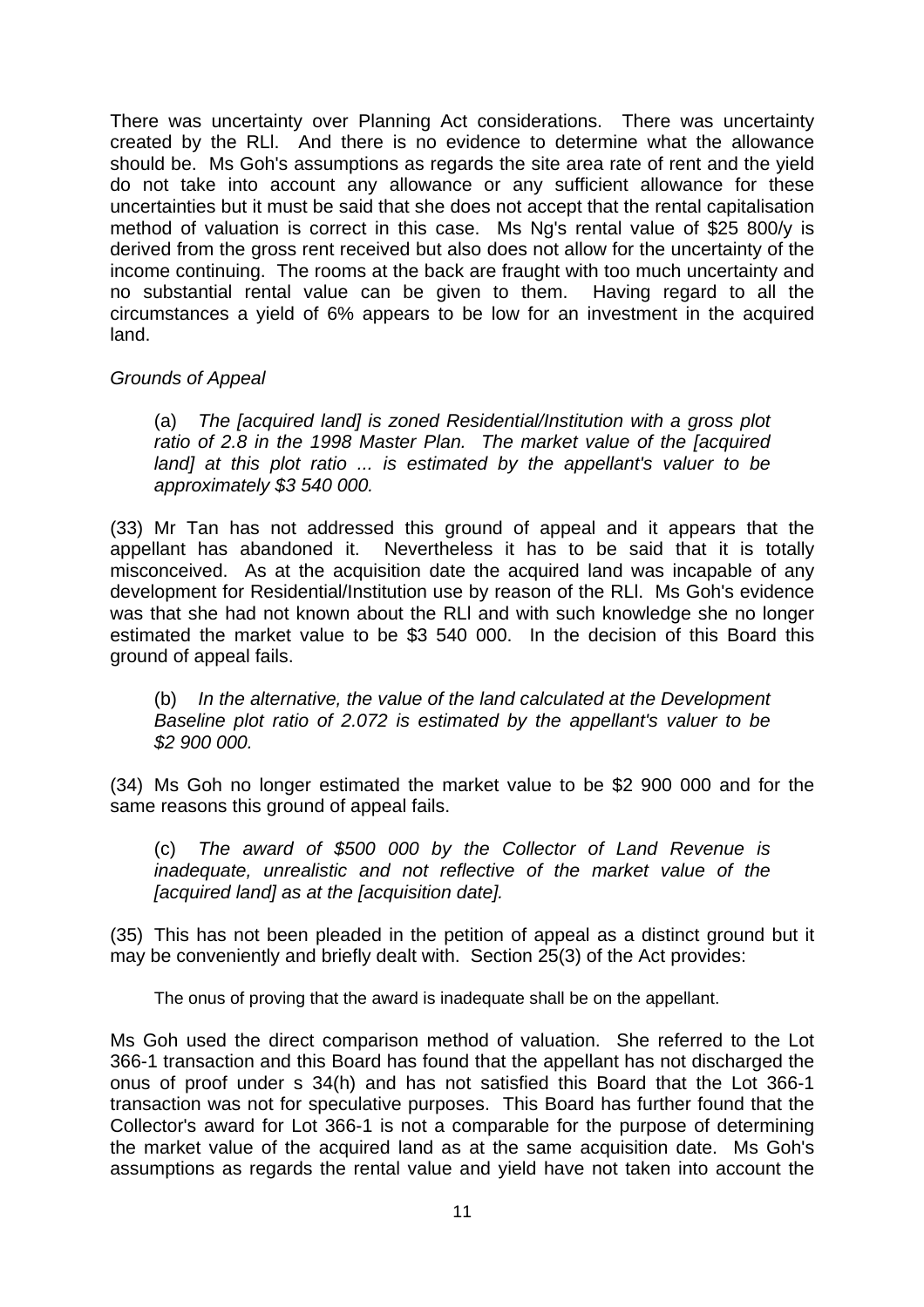There was uncertainty over Planning Act considerations. There was uncertainty created by the RLl. And there is no evidence to determine what the allowance should be. Ms Goh's assumptions as regards the site area rate of rent and the yield do not take into account any allowance or any sufficient allowance for these uncertainties but it must be said that she does not accept that the rental capitalisation method of valuation is correct in this case. Ms Ng's rental value of $25 800/y is derived from the gross rent received but also does not allow for the uncertainty of the income continuing. The rooms at the back are fraught with too much uncertainty and no substantial rental value can be given to them. Having regard to all the circumstances a yield of 6% appears to be low for an investment in the acquired land.

*Grounds of Appeal*

> (a) *The [acquired land] is zoned Residential/Institution with a gross plot ratio of 2.8 in the 1998 Master Plan. The market value of the [acquired land] at this plot ratio ... is estimated by the appellant's valuer to be approximately $3 540 000.*

(33) Mr Tan has not addressed this ground of appeal and it appears that the appellant has abandoned it. Nevertheless it has to be said that it is totally misconceived. As at the acquisition date the acquired land was incapable of any development for Residential/Institution use by reason of the RLl. Ms Goh's evidence was that she had not known about the RLl and with such knowledge she no longer estimated the market value to be $3 540 000. In the decision of this Board this ground of appeal fails.

> (b) *In the alternative, the value of the land calculated at the Development Baseline plot ratio of 2.072 is estimated by the appellant's valuer to be $2 900 000.*

(34) Ms Goh no longer estimated the market value to be $2 900 000 and for the same reasons this ground of appeal fails.

> (c) *The award of $500 000 by the Collector of Land Revenue is inadequate, unrealistic and not reflective of the market value of the [acquired land] as at the [acquisition date].*

(35) This has not been pleaded in the petition of appeal as a distinct ground but it may be conveniently and briefly dealt with. Section 25(3) of the Act provides:

> The onus of proving that the award is inadequate shall be on the appellant.

Ms Goh used the direct comparison method of valuation. She referred to the Lot 366-1 transaction and this Board has found that the appellant has not discharged the onus of proof under s 34(h) and has not satisfied this Board that the Lot 366-1 transaction was not for speculative purposes. This Board has further found that the Collector's award for Lot 366-1 is not a comparable for the purpose of determining the market value of the acquired land as at the same acquisition date. Ms Goh's assumptions as regards the rental value and yield have not taken into account the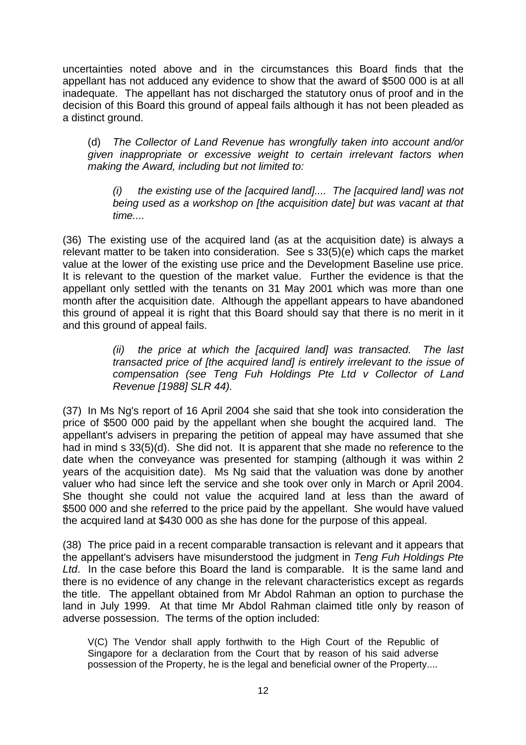uncertainties noted above and in the circumstances this Board finds that the appellant has not adduced any evidence to show that the award of $500 000 is at all inadequate. The appellant has not discharged the statutory onus of proof and in the decision of this Board this ground of appeal fails although it has not been pleaded as a distinct ground.

> (d) *The Collector of Land Revenue has wrongfully taken into account and/or given inappropriate or excessive weight to certain irrelevant factors when making the Award, including but not limited to:*
>
> > *(i) the existing use of the [acquired land].... The [acquired land] was not being used as a workshop on [the acquisition date] but was vacant at that time....*

(36) The existing use of the acquired land (as at the acquisition date) is always a relevant matter to be taken into consideration. See s 33(5)(e) which caps the market value at the lower of the existing use price and the Development Baseline use price. It is relevant to the question of the market value. Further the evidence is that the appellant only settled with the tenants on 31 May 2001 which was more than one month after the acquisition date. Although the appellant appears to have abandoned this ground of appeal it is right that this Board should say that there is no merit in it and this ground of appeal fails.

> > *(ii) the price at which the [acquired land] was transacted. The last transacted price of [the acquired land] is entirely irrelevant to the issue of compensation (see Teng Fuh Holdings Pte Ltd v Collector of Land Revenue [1988] SLR 44).*

(37) In Ms Ng's report of 16 April 2004 she said that she took into consideration the price of $500 000 paid by the appellant when she bought the acquired land. The appellant's advisers in preparing the petition of appeal may have assumed that she had in mind s 33(5)(d). She did not. It is apparent that she made no reference to the date when the conveyance was presented for stamping (although it was within 2 years of the acquisition date). Ms Ng said that the valuation was done by another valuer who had since left the service and she took over only in March or April 2004. She thought she could not value the acquired land at less than the award of $500 000 and she referred to the price paid by the appellant. She would have valued the acquired land at $430 000 as she has done for the purpose of this appeal.

(38) The price paid in a recent comparable transaction is relevant and it appears that the appellant's advisers have misunderstood the judgment in *Teng Fuh Holdings Pte Ltd*. In the case before this Board the land is comparable. It is the same land and there is no evidence of any change in the relevant characteristics except as regards the title. The appellant obtained from Mr Abdol Rahman an option to purchase the land in July 1999. At that time Mr Abdol Rahman claimed title only by reason of adverse possession. The terms of the option included:

> V(C) The Vendor shall apply forthwith to the High Court of the Republic of Singapore for a declaration from the Court that by reason of his said adverse possession of the Property, he is the legal and beneficial owner of the Property....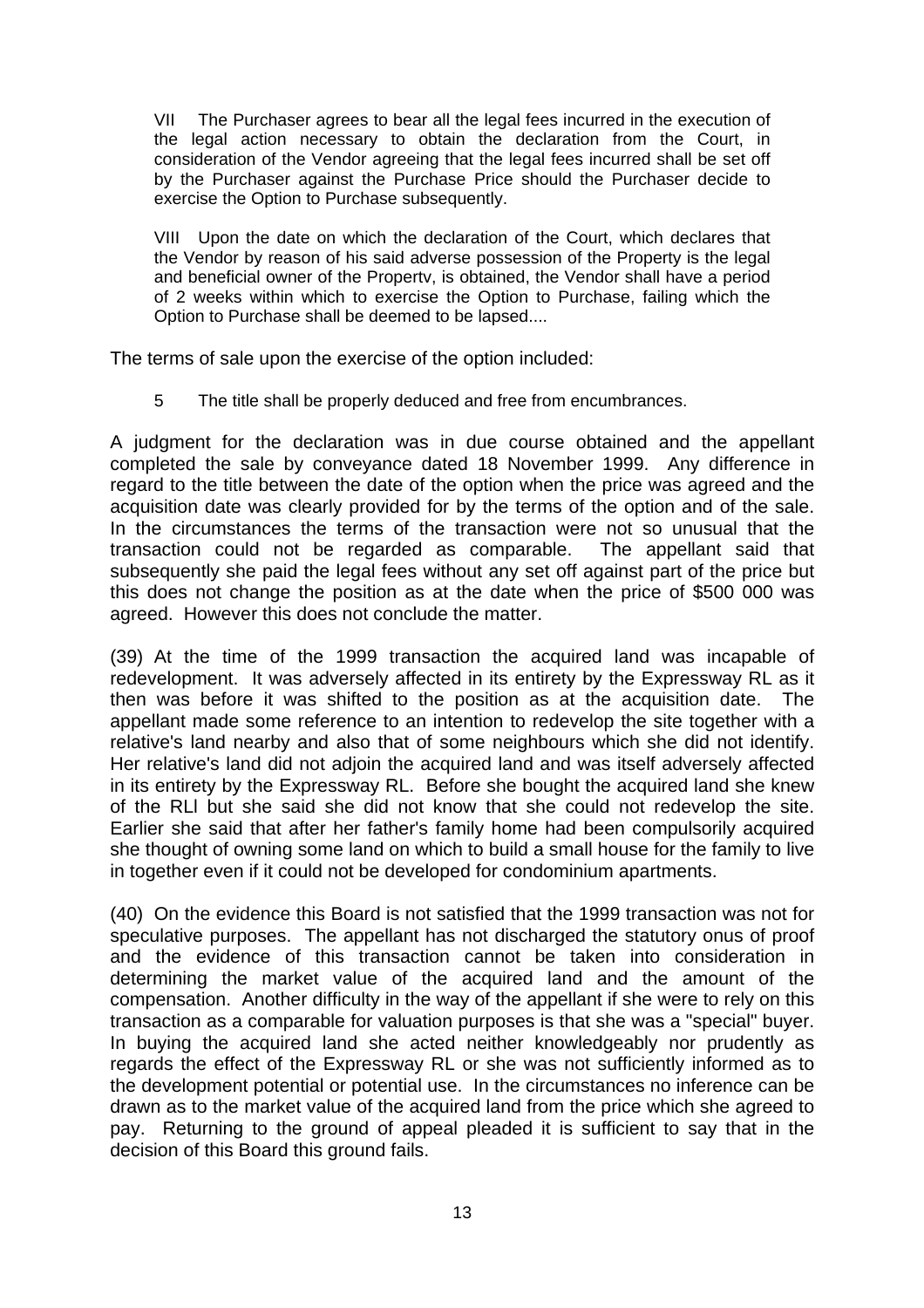> VII The Purchaser agrees to bear all the legal fees incurred in the execution of the legal action necessary to obtain the declaration from the Court, in consideration of the Vendor agreeing that the legal fees incurred shall be set off by the Purchaser against the Purchase Price should the Purchaser decide to exercise the Option to Purchase subsequently.
>
> VIII Upon the date on which the declaration of the Court, which declares that the Vendor by reason of his said adverse possession of the Property is the legal and beneficial owner of the Propertv, is obtained, the Vendor shall have a period of 2 weeks within which to exercise the Option to Purchase, failing which the Option to Purchase shall be deemed to be lapsed....

The terms of sale upon the exercise of the option included:

> 5 The title shall be properly deduced and free from encumbrances.

A judgment for the declaration was in due course obtained and the appellant completed the sale by conveyance dated 18 November 1999. Any difference in regard to the title between the date of the option when the price was agreed and the acquisition date was clearly provided for by the terms of the option and of the sale. In the circumstances the terms of the transaction were not so unusual that the transaction could not be regarded as comparable. The appellant said that subsequently she paid the legal fees without any set off against part of the price but this does not change the position as at the date when the price of $500 000 was agreed. However this does not conclude the matter.

(39) At the time of the 1999 transaction the acquired land was incapable of redevelopment. It was adversely affected in its entirety by the Expressway RL as it then was before it was shifted to the position as at the acquisition date. The appellant made some reference to an intention to redevelop the site together with a relative's land nearby and also that of some neighbours which she did not identify. Her relative's land did not adjoin the acquired land and was itself adversely affected in its entirety by the Expressway RL. Before she bought the acquired land she knew of the RLI but she said she did not know that she could not redevelop the site. Earlier she said that after her father's family home had been compulsorily acquired she thought of owning some land on which to build a small house for the family to live in together even if it could not be developed for condominium apartments.

(40) On the evidence this Board is not satisfied that the 1999 transaction was not for speculative purposes. The appellant has not discharged the statutory onus of proof and the evidence of this transaction cannot be taken into consideration in determining the market value of the acquired land and the amount of the compensation. Another difficulty in the way of the appellant if she were to rely on this transaction as a comparable for valuation purposes is that she was a "special" buyer. In buying the acquired land she acted neither knowledgeably nor prudently as regards the effect of the Expressway RL or she was not sufficiently informed as to the development potential or potential use. In the circumstances no inference can be drawn as to the market value of the acquired land from the price which she agreed to pay. Returning to the ground of appeal pleaded it is sufficient to say that in the decision of this Board this ground fails.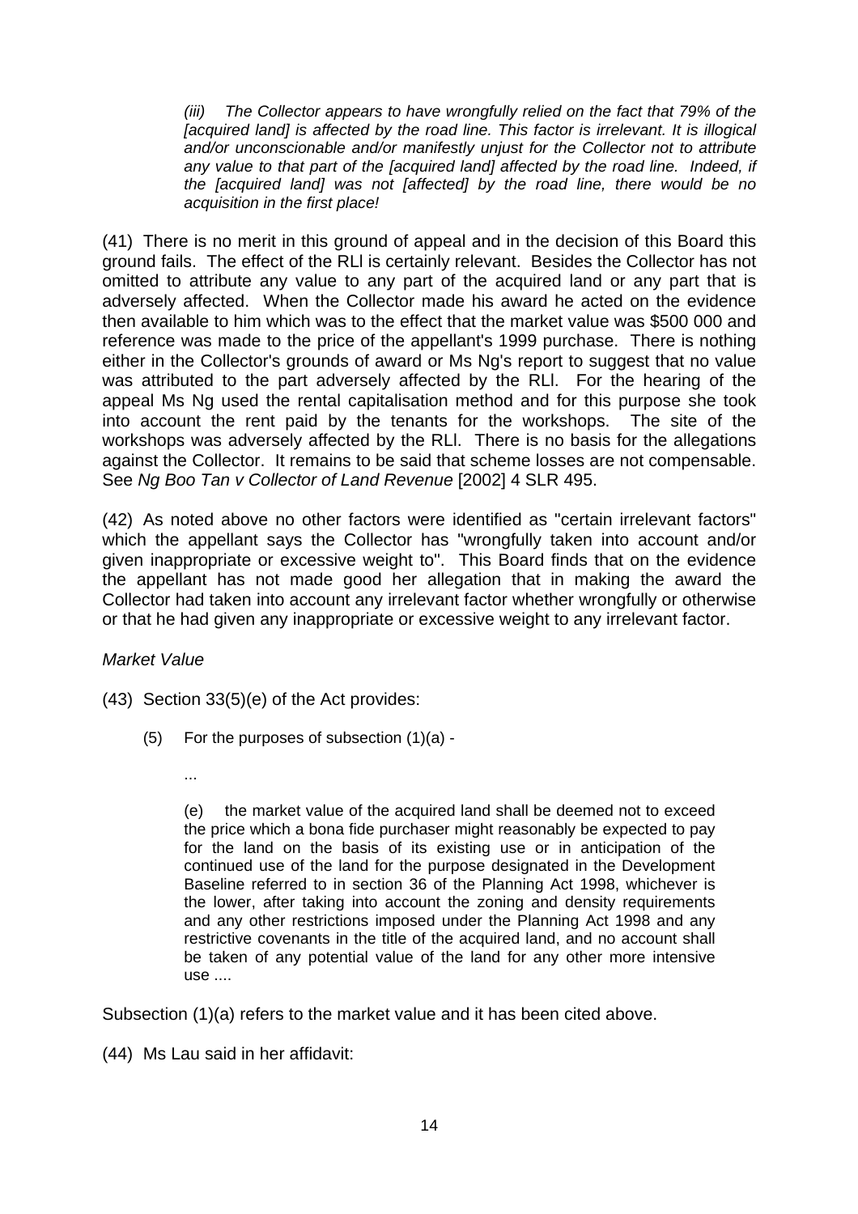> *(iii) The Collector appears to have wrongfully relied on the fact that 79% of the [acquired land] is affected by the road line. This factor is irrelevant. It is illogical and/or unconscionable and/or manifestly unjust for the Collector not to attribute any value to that part of the [acquired land] affected by the road line. Indeed, if the [acquired land] was not [affected] by the road line, there would be no acquisition in the first place!*

(41) There is no merit in this ground of appeal and in the decision of this Board this ground fails. The effect of the RLl is certainly relevant. Besides the Collector has not omitted to attribute any value to any part of the acquired land or any part that is adversely affected. When the Collector made his award he acted on the evidence then available to him which was to the effect that the market value was $500 000 and reference was made to the price of the appellant's 1999 purchase. There is nothing either in the Collector's grounds of award or Ms Ng's report to suggest that no value was attributed to the part adversely affected by the RLl. For the hearing of the appeal Ms Ng used the rental capitalisation method and for this purpose she took into account the rent paid by the tenants for the workshops. The site of the workshops was adversely affected by the RLl. There is no basis for the allegations against the Collector. It remains to be said that scheme losses are not compensable. See *Ng Boo Tan v Collector of Land Revenue* [2002] 4 SLR 495.

(42) As noted above no other factors were identified as "certain irrelevant factors" which the appellant says the Collector has "wrongfully taken into account and/or given inappropriate or excessive weight to". This Board finds that on the evidence the appellant has not made good her allegation that in making the award the Collector had taken into account any irrelevant factor whether wrongfully or otherwise or that he had given any inappropriate or excessive weight to any irrelevant factor.

*Market Value*

(43) Section 33(5)(e) of the Act provides:

> (5) For the purposes of subsection (1)(a) -
>
> ...
>
> (e) the market value of the acquired land shall be deemed not to exceed the price which a bona fide purchaser might reasonably be expected to pay for the land on the basis of its existing use or in anticipation of the continued use of the land for the purpose designated in the Development Baseline referred to in section 36 of the Planning Act 1998, whichever is the lower, after taking into account the zoning and density requirements and any other restrictions imposed under the Planning Act 1998 and any restrictive covenants in the title of the acquired land, and no account shall be taken of any potential value of the land for any other more intensive use ....

Subsection (1)(a) refers to the market value and it has been cited above.

(44) Ms Lau said in her affidavit: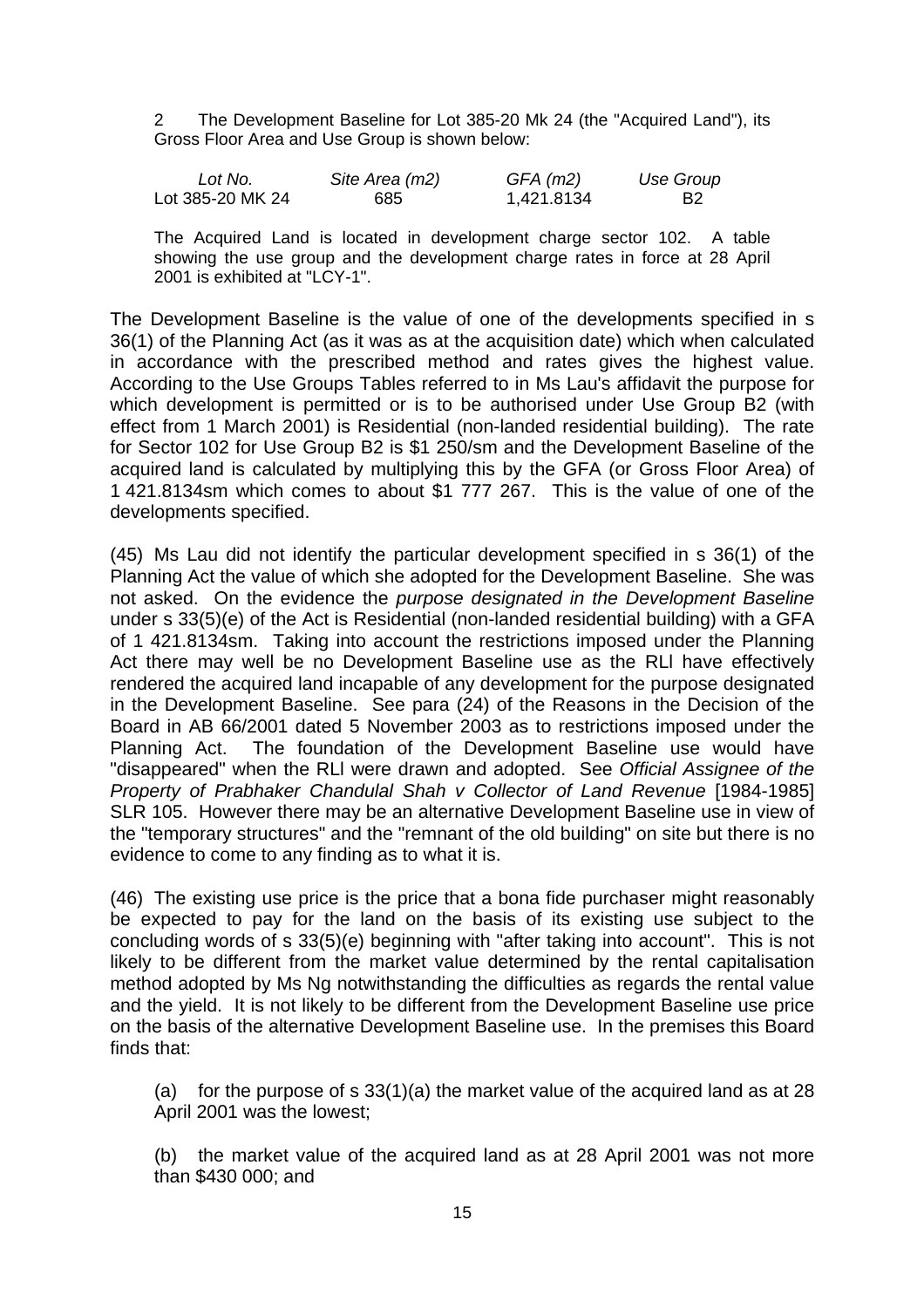2 The Development Baseline for Lot 385-20 Mk 24 (the "Acquired Land"), its Gross Floor Area and Use Group is shown below:

| *Lot No.* | *Site Area (m2)* | *GFA (m2)* | *Use Group* |
|---|---|---|---|
| Lot 385-20 MK 24 | 685 | 1,421.8134 | B2 |

The Acquired Land is located in development charge sector 102. A table showing the use group and the development charge rates in force at 28 April 2001 is exhibited at "LCY-1".

The Development Baseline is the value of one of the developments specified in s 36(1) of the Planning Act (as it was as at the acquisition date) which when calculated in accordance with the prescribed method and rates gives the highest value. According to the Use Groups Tables referred to in Ms Lau's affidavit the purpose for which development is permitted or is to be authorised under Use Group B2 (with effect from 1 March 2001) is Residential (non-landed residential building). The rate for Sector 102 for Use Group B2 is $1 250/sm and the Development Baseline of the acquired land is calculated by multiplying this by the GFA (or Gross Floor Area) of 1 421.8134sm which comes to about $1 777 267. This is the value of one of the developments specified.

(45) Ms Lau did not identify the particular development specified in s 36(1) of the Planning Act the value of which she adopted for the Development Baseline. She was not asked. On the evidence the *purpose designated in the Development Baseline* under s 33(5)(e) of the Act is Residential (non-landed residential building) with a GFA of 1 421.8134sm. Taking into account the restrictions imposed under the Planning Act there may well be no Development Baseline use as the RLl have effectively rendered the acquired land incapable of any development for the purpose designated in the Development Baseline. See para (24) of the Reasons in the Decision of the Board in AB 66/2001 dated 5 November 2003 as to restrictions imposed under the Planning Act. The foundation of the Development Baseline use would have "disappeared" when the RLl were drawn and adopted. See *Official Assignee of the Property of Prabhaker Chandulal Shah v Collector of Land Revenue* [1984-1985] SLR 105. However there may be an alternative Development Baseline use in view of the "temporary structures" and the "remnant of the old building" on site but there is no evidence to come to any finding as to what it is.

(46) The existing use price is the price that a bona fide purchaser might reasonably be expected to pay for the land on the basis of its existing use subject to the concluding words of s 33(5)(e) beginning with "after taking into account". This is not likely to be different from the market value determined by the rental capitalisation method adopted by Ms Ng notwithstanding the difficulties as regards the rental value and the yield. It is not likely to be different from the Development Baseline use price on the basis of the alternative Development Baseline use. In the premises this Board finds that:

(a) for the purpose of s 33(1)(a) the market value of the acquired land as at 28 April 2001 was the lowest;

(b) the market value of the acquired land as at 28 April 2001 was not more than $430 000; and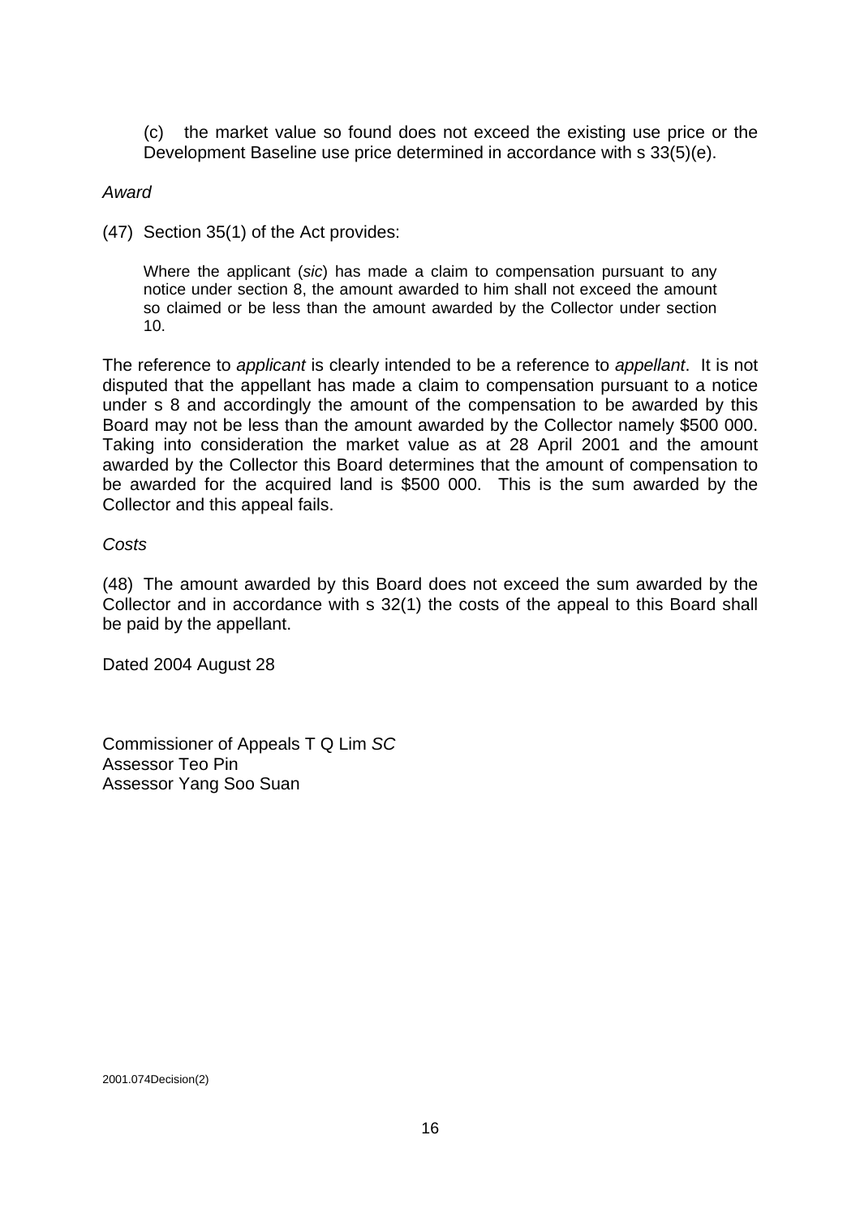(c) the market value so found does not exceed the existing use price or the Development Baseline use price determined in accordance with s 33(5)(e).

*Award*

(47) Section 35(1) of the Act provides:

> Where the applicant (*sic*) has made a claim to compensation pursuant to any notice under section 8, the amount awarded to him shall not exceed the amount so claimed or be less than the amount awarded by the Collector under section 10.

The reference to *applicant* is clearly intended to be a reference to *appellant*. It is not disputed that the appellant has made a claim to compensation pursuant to a notice under s 8 and accordingly the amount of the compensation to be awarded by this Board may not be less than the amount awarded by the Collector namely $500 000. Taking into consideration the market value as at 28 April 2001 and the amount awarded by the Collector this Board determines that the amount of compensation to be awarded for the acquired land is $500 000. This is the sum awarded by the Collector and this appeal fails.

*Costs*

(48) The amount awarded by this Board does not exceed the sum awarded by the Collector and in accordance with s 32(1) the costs of the appeal to this Board shall be paid by the appellant.

Dated 2004 August 28

Commissioner of Appeals T Q Lim *SC*
Assessor Teo Pin
Assessor Yang Soo Suan

2001.074Decision(2)